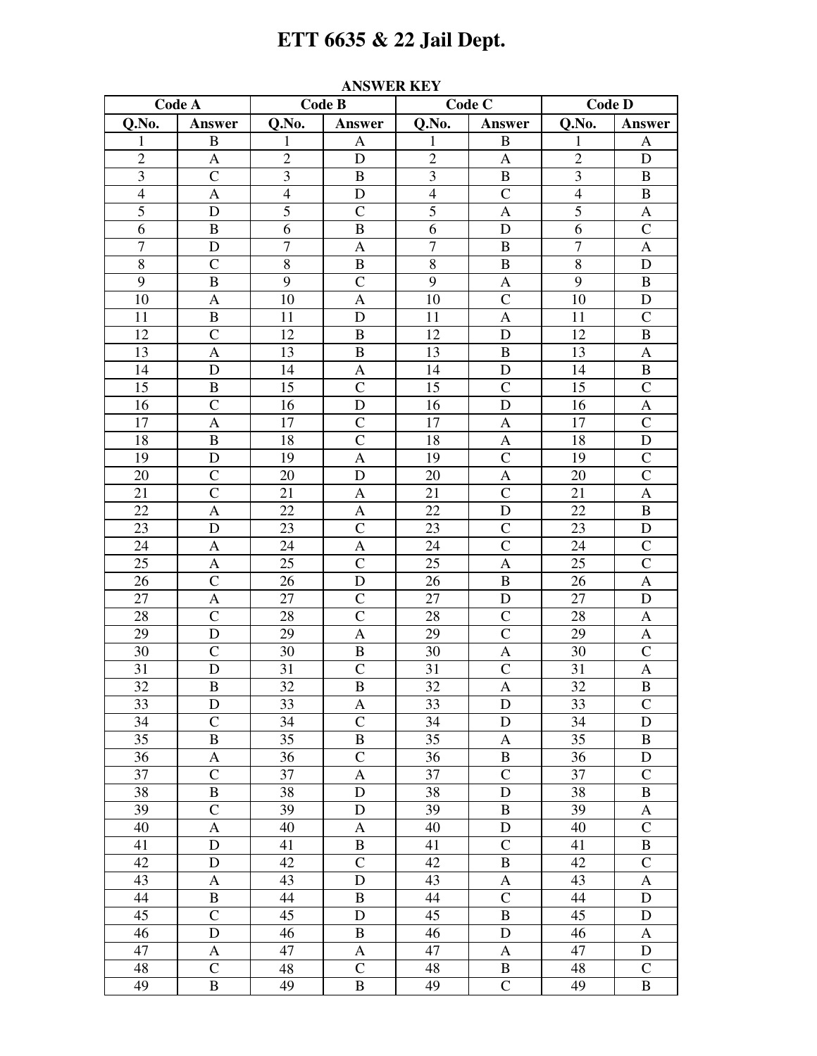# ETT 6635 & 22 Jail Dept.

**ANSWER KEY**

| Code A | | Code B | | Code C | | Code D | |
|---|---|---|---|---|---|---|---|
| Q.No. | Answer | Q.No. | Answer | Q.No. | Answer | Q.No. | Answer |
| 1 | B | 1 | A | 1 | B | 1 | A |
| 2 | A | 2 | D | 2 | A | 2 | D |
| 3 | C | 3 | B | 3 | B | 3 | B |
| 4 | A | 4 | D | 4 | C | 4 | B |
| 5 | D | 5 | C | 5 | A | 5 | A |
| 6 | B | 6 | B | 6 | D | 6 | C |
| 7 | D | 7 | A | 7 | B | 7 | A |
| 8 | C | 8 | B | 8 | B | 8 | D |
| 9 | B | 9 | C | 9 | A | 9 | B |
| 10 | A | 10 | A | 10 | C | 10 | D |
| 11 | B | 11 | D | 11 | A | 11 | C |
| 12 | C | 12 | B | 12 | D | 12 | B |
| 13 | A | 13 | B | 13 | B | 13 | A |
| 14 | D | 14 | A | 14 | D | 14 | B |
| 15 | B | 15 | C | 15 | C | 15 | C |
| 16 | C | 16 | D | 16 | D | 16 | A |
| 17 | A | 17 | C | 17 | A | 17 | C |
| 18 | B | 18 | C | 18 | A | 18 | D |
| 19 | D | 19 | A | 19 | C | 19 | C |
| 20 | C | 20 | D | 20 | A | 20 | C |
| 21 | C | 21 | A | 21 | C | 21 | A |
| 22 | A | 22 | A | 22 | D | 22 | B |
| 23 | D | 23 | C | 23 | C | 23 | D |
| 24 | A | 24 | A | 24 | C | 24 | C |
| 25 | A | 25 | C | 25 | A | 25 | C |
| 26 | C | 26 | D | 26 | B | 26 | A |
| 27 | A | 27 | C | 27 | D | 27 | D |
| 28 | C | 28 | C | 28 | C | 28 | A |
| 29 | D | 29 | A | 29 | C | 29 | A |
| 30 | C | 30 | B | 30 | A | 30 | C |
| 31 | D | 31 | C | 31 | C | 31 | A |
| 32 | B | 32 | B | 32 | A | 32 | B |
| 33 | D | 33 | A | 33 | D | 33 | C |
| 34 | C | 34 | C | 34 | D | 34 | D |
| 35 | B | 35 | B | 35 | A | 35 | B |
| 36 | A | 36 | C | 36 | B | 36 | D |
| 37 | C | 37 | A | 37 | C | 37 | C |
| 38 | B | 38 | D | 38 | D | 38 | B |
| 39 | C | 39 | D | 39 | B | 39 | A |
| 40 | A | 40 | A | 40 | D | 40 | C |
| 41 | D | 41 | B | 41 | C | 41 | B |
| 42 | D | 42 | C | 42 | B | 42 | C |
| 43 | A | 43 | D | 43 | A | 43 | A |
| 44 | B | 44 | B | 44 | C | 44 | D |
| 45 | C | 45 | D | 45 | B | 45 | D |
| 46 | D | 46 | B | 46 | D | 46 | A |
| 47 | A | 47 | A | 47 | A | 47 | D |
| 48 | C | 48 | C | 48 | B | 48 | C |
| 49 | B | 49 | B | 49 | C | 49 | B |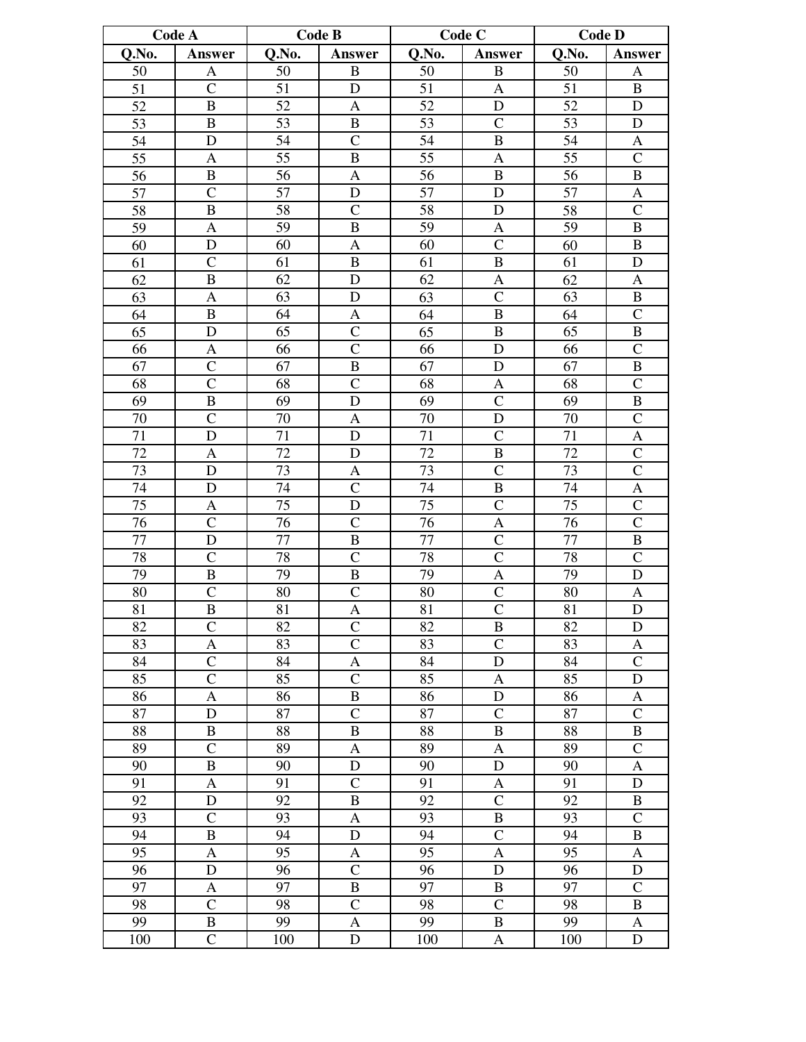| Code A | | Code B | | Code C | | Code D | |
|---|---|---|---|---|---|---|---|
| Q.No. | Answer | Q.No. | Answer | Q.No. | Answer | Q.No. | Answer |
| 50 | A | 50 | B | 50 | B | 50 | A |
| 51 | C | 51 | D | 51 | A | 51 | B |
| 52 | B | 52 | A | 52 | D | 52 | D |
| 53 | B | 53 | B | 53 | C | 53 | D |
| 54 | D | 54 | C | 54 | B | 54 | A |
| 55 | A | 55 | B | 55 | A | 55 | C |
| 56 | B | 56 | A | 56 | B | 56 | B |
| 57 | C | 57 | D | 57 | D | 57 | A |
| 58 | B | 58 | C | 58 | D | 58 | C |
| 59 | A | 59 | B | 59 | A | 59 | B |
| 60 | D | 60 | A | 60 | C | 60 | B |
| 61 | C | 61 | B | 61 | B | 61 | D |
| 62 | B | 62 | D | 62 | A | 62 | A |
| 63 | A | 63 | D | 63 | C | 63 | B |
| 64 | B | 64 | A | 64 | B | 64 | C |
| 65 | D | 65 | C | 65 | B | 65 | B |
| 66 | A | 66 | C | 66 | D | 66 | C |
| 67 | C | 67 | B | 67 | D | 67 | B |
| 68 | C | 68 | C | 68 | A | 68 | C |
| 69 | B | 69 | D | 69 | C | 69 | B |
| 70 | C | 70 | A | 70 | D | 70 | C |
| 71 | D | 71 | D | 71 | C | 71 | A |
| 72 | A | 72 | D | 72 | B | 72 | C |
| 73 | D | 73 | A | 73 | C | 73 | C |
| 74 | D | 74 | C | 74 | B | 74 | A |
| 75 | A | 75 | D | 75 | C | 75 | C |
| 76 | C | 76 | C | 76 | A | 76 | C |
| 77 | D | 77 | B | 77 | C | 77 | B |
| 78 | C | 78 | C | 78 | C | 78 | C |
| 79 | B | 79 | B | 79 | A | 79 | D |
| 80 | C | 80 | C | 80 | C | 80 | A |
| 81 | B | 81 | A | 81 | C | 81 | D |
| 82 | C | 82 | C | 82 | B | 82 | D |
| 83 | A | 83 | C | 83 | C | 83 | A |
| 84 | C | 84 | A | 84 | D | 84 | C |
| 85 | C | 85 | C | 85 | A | 85 | D |
| 86 | A | 86 | B | 86 | D | 86 | A |
| 87 | D | 87 | C | 87 | C | 87 | C |
| 88 | B | 88 | B | 88 | B | 88 | B |
| 89 | C | 89 | A | 89 | A | 89 | C |
| 90 | B | 90 | D | 90 | D | 90 | A |
| 91 | A | 91 | C | 91 | A | 91 | D |
| 92 | D | 92 | B | 92 | C | 92 | B |
| 93 | C | 93 | A | 93 | B | 93 | C |
| 94 | B | 94 | D | 94 | C | 94 | B |
| 95 | A | 95 | A | 95 | A | 95 | A |
| 96 | D | 96 | C | 96 | D | 96 | D |
| 97 | A | 97 | B | 97 | B | 97 | C |
| 98 | C | 98 | C | 98 | C | 98 | B |
| 99 | B | 99 | A | 99 | B | 99 | A |
| 100 | C | 100 | D | 100 | A | 100 | D |